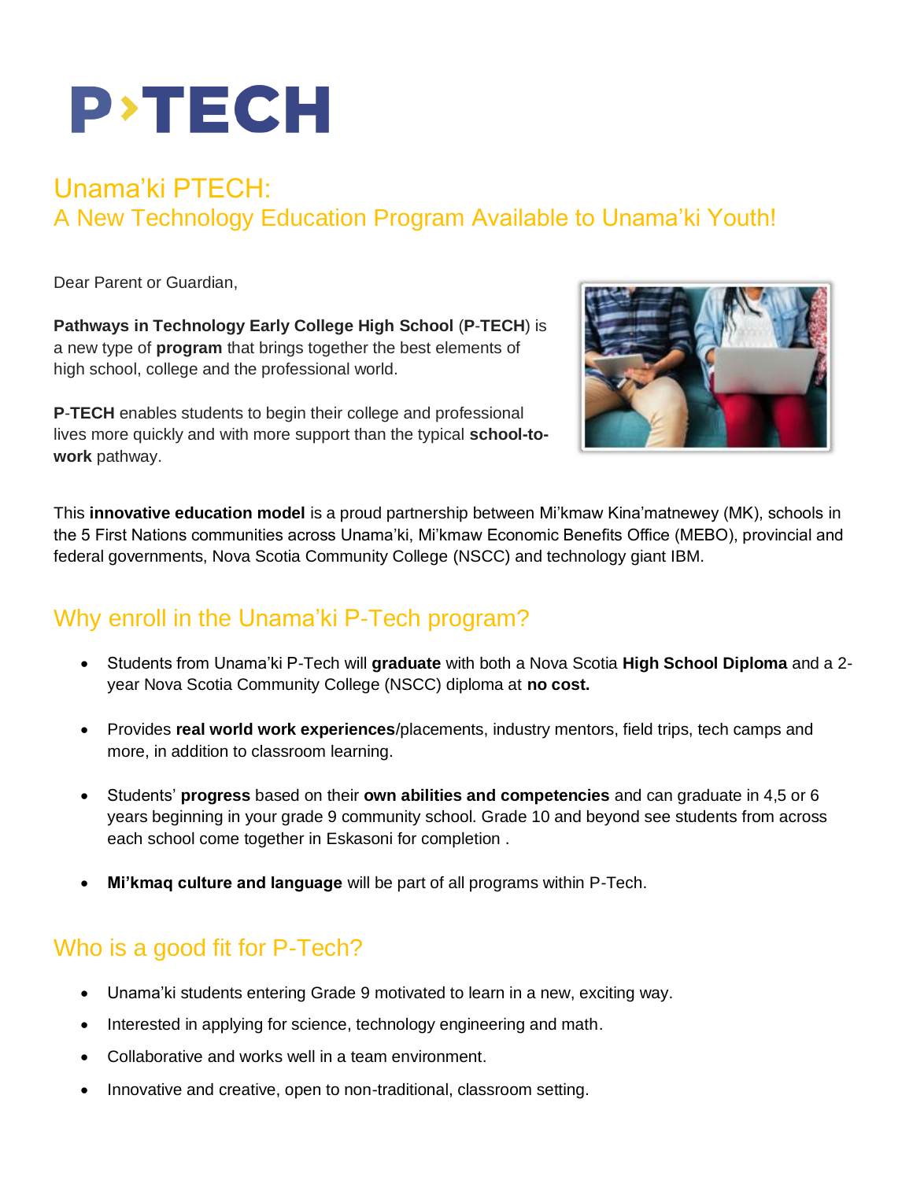# P›TECH

## Unama'ki PTECH:
## A New Technology Education Program Available to Unama'ki Youth!

Dear Parent or Guardian,

**Pathways in Technology Early College High School** (**P**-**TECH**) is a new type of **program** that brings together the best elements of high school, college and the professional world.

**P**-**TECH** enables students to begin their college and professional lives more quickly and with more support than the typical **school-to-work** pathway.

This **innovative education model** is a proud partnership between Mi'kmaw Kina'matnewey (MK), schools in the 5 First Nations communities across Unama'ki, Mi'kmaw Economic Benefits Office (MEBO), provincial and federal governments, Nova Scotia Community College (NSCC) and technology giant IBM.

## Why enroll in the Unama'ki P-Tech program?

- Students from Unama'ki P-Tech will **graduate** with both a Nova Scotia **High School Diploma** and a 2-year Nova Scotia Community College (NSCC) diploma at **no cost.**
- Provides **real world work experiences**/placements, industry mentors, field trips, tech camps and more, in addition to classroom learning.
- Students' **progress** based on their **own abilities and competencies** and can graduate in 4,5 or 6 years beginning in your grade 9 community school. Grade 10 and beyond see students from across each school come together in Eskasoni for completion .
- **Mi'kmaq culture and language** will be part of all programs within P-Tech.

## Who is a good fit for P-Tech?

- Unama'ki students entering Grade 9 motivated to learn in a new, exciting way.
- Interested in applying for science, technology engineering and math.
- Collaborative and works well in a team environment.
- Innovative and creative, open to non-traditional, classroom setting.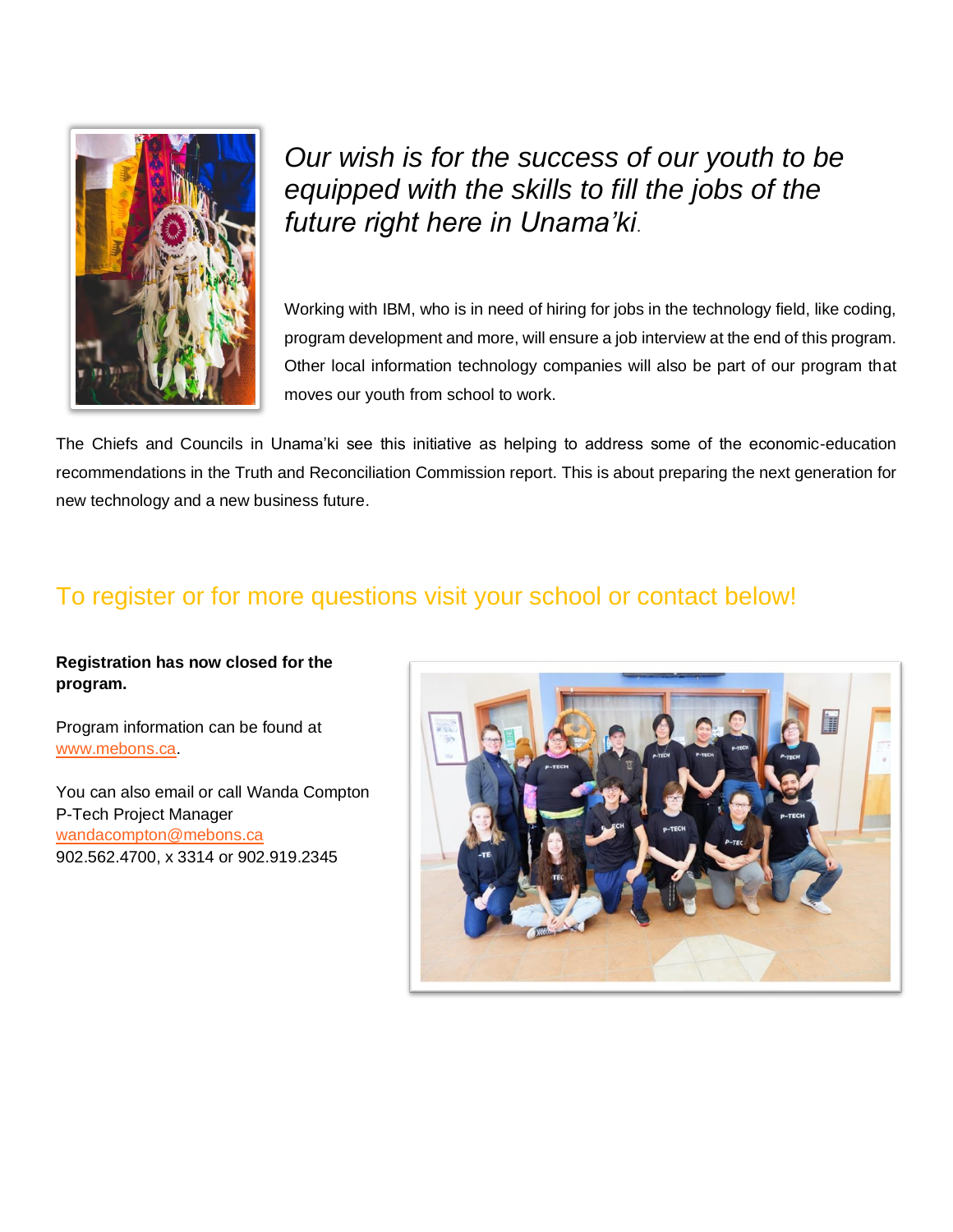*Our wish is for the success of our youth to be equipped with the skills to fill the jobs of the future right here in Unama'ki.*

Working with IBM, who is in need of hiring for jobs in the technology field, like coding, program development and more, will ensure a job interview at the end of this program. Other local information technology companies will also be part of our program that moves our youth from school to work.

The Chiefs and Councils in Unama'ki see this initiative as helping to address some of the economic-education recommendations in the Truth and Reconciliation Commission report. This is about preparing the next generation for new technology and a new business future.

## To register or for more questions visit your school or contact below!

**Registration has now closed for the program.**

Program information can be found at www.mebons.ca.

You can also email or call Wanda Compton
P-Tech Project Manager
wandacompton@mebons.ca
902.562.4700, x 3314 or 902.919.2345